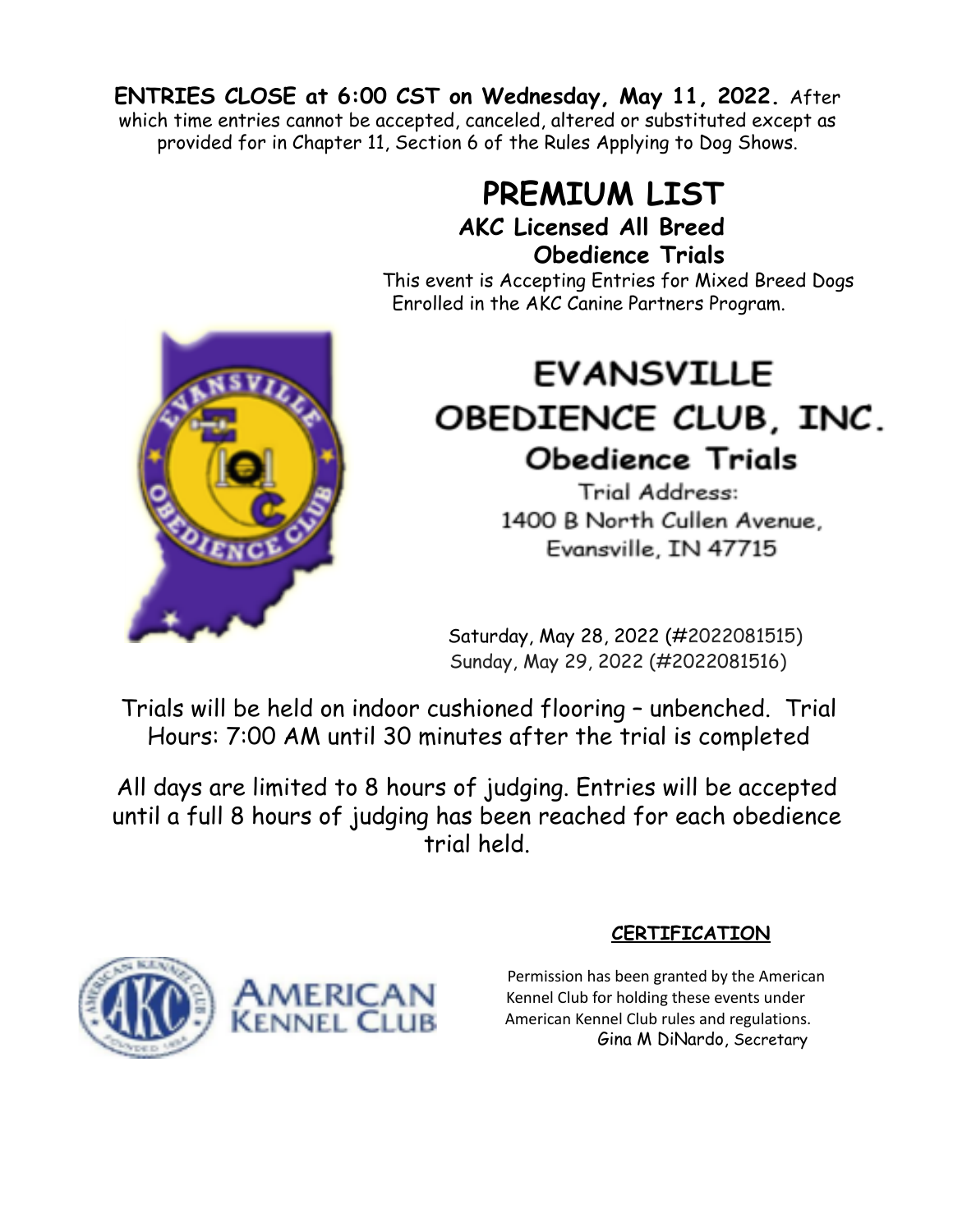**ENTRIES CLOSE at 6:00 CST on Wednesday, May 11, 2022.** After which time entries cannot be accepted, canceled, altered or substituted except as provided for in Chapter 11, Section 6 of the Rules Applying to Dog Shows.

# PREMIUM LIST

### AKC Licensed All Breed Obedience Trials

This event is Accepting Entries for Mixed Breed Dogs Enrolled in the AKC Canine Partners Program.

# EVANSVILLE OBEDIENCE CLUB, INC.

## Obedience Trials

Trial Address:
1400 B North Cullen Avenue,
Evansville, IN 47715

Saturday, May 28, 2022 (#2022081515)
Sunday, May 29, 2022 (#2022081516)

Trials will be held on indoor cushioned flooring – unbenched. Trial Hours: 7:00 AM until 30 minutes after the trial is completed

All days are limited to 8 hours of judging. Entries will be accepted until a full 8 hours of judging has been reached for each obedience trial held.

**CERTIFICATION**

Permission has been granted by the American Kennel Club for holding these events under American Kennel Club rules and regulations.
Gina M DiNardo, Secretary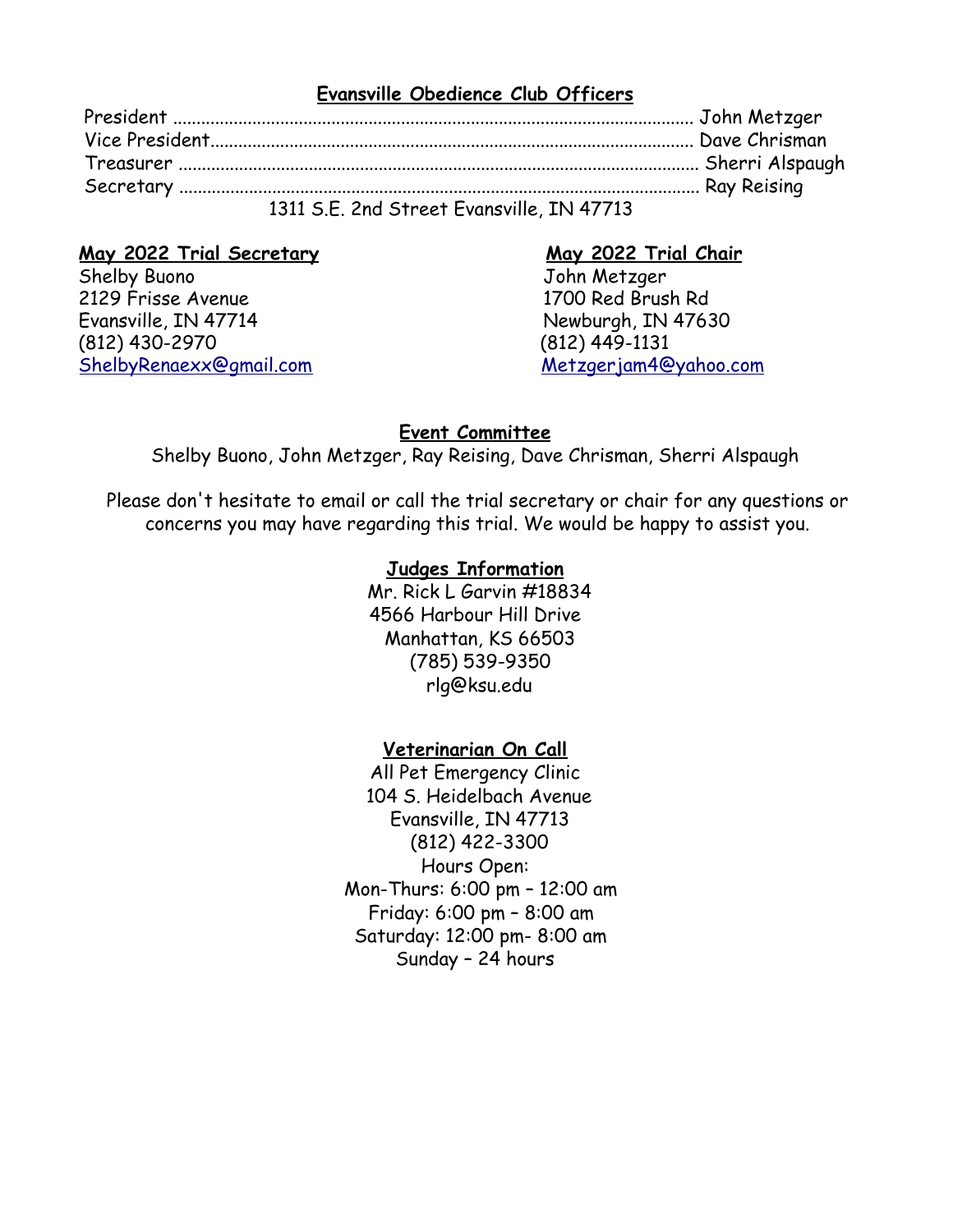## Evansville Obedience Club Officers

President ............................................................................................................ John Metzger
Vice President.................................................................................................... Dave Chrisman
Treasurer ............................................................................................................ Sherri Alspaugh
Secretary ............................................................................................................ Ray Reising

1311 S.E. 2nd Street Evansville, IN 47713

**May 2022 Trial Secretary**
Shelby Buono
2129 Frisse Avenue
Evansville, IN 47714
(812) 430-2970
ShelbyRenaexx@gmail.com

**May 2022 Trial Chair**
John Metzger
1700 Red Brush Rd
Newburgh, IN 47630
(812) 449-1131
Metzgerjam4@yahoo.com

## Event Committee

Shelby Buono, John Metzger, Ray Reising, Dave Chrisman, Sherri Alspaugh

Please don't hesitate to email or call the trial secretary or chair for any questions or concerns you may have regarding this trial. We would be happy to assist you.

## Judges Information

Mr. Rick L Garvin #18834
4566 Harbour Hill Drive
Manhattan, KS 66503
(785) 539-9350
rlg@ksu.edu

## Veterinarian On Call

All Pet Emergency Clinic
104 S. Heidelbach Avenue
Evansville, IN 47713
(812) 422-3300
Hours Open:
Mon-Thurs: 6:00 pm – 12:00 am
Friday: 6:00 pm – 8:00 am
Saturday: 12:00 pm- 8:00 am
Sunday – 24 hours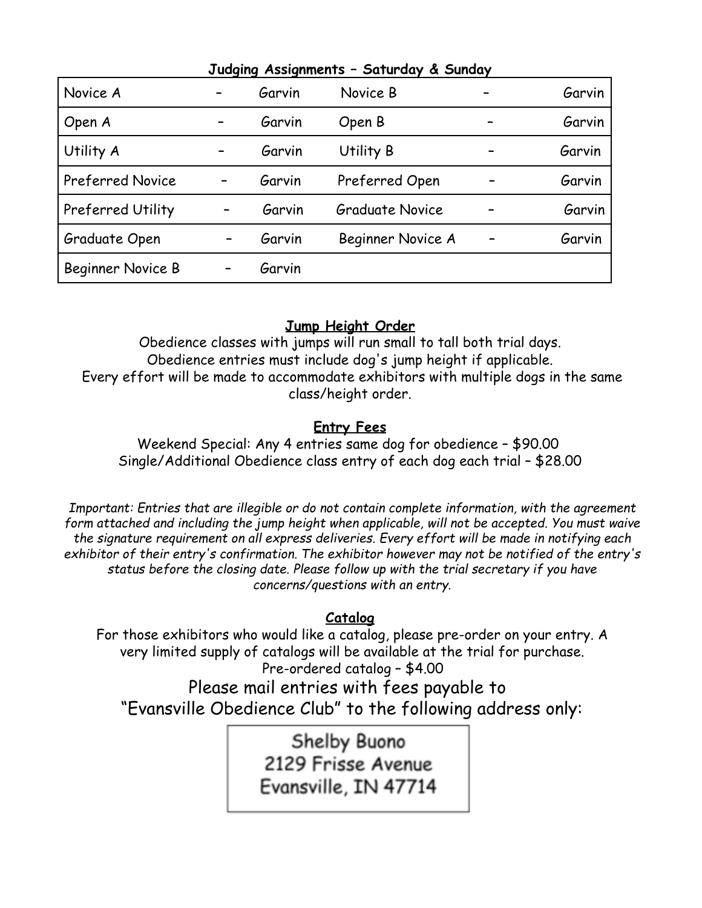**Judging Assignments – Saturday & Sunday**

| Class | | Judge | Class | | Judge |
|---|---|---|---|---|---|
| Novice A | – | Garvin | Novice B | – | Garvin |
| Open A | – | Garvin | Open B | – | Garvin |
| Utility A | – | Garvin | Utility B | – | Garvin |
| Preferred Novice | – | Garvin | Preferred Open | – | Garvin |
| Preferred Utility | – | Garvin | Graduate Novice | – | Garvin |
| Graduate Open | – | Garvin | Beginner Novice A | – | Garvin |
| Beginner Novice B | – | Garvin | | | |

## Jump Height Order

Obedience classes with jumps will run small to tall both trial days.
Obedience entries must include dog's jump height if applicable.
Every effort will be made to accommodate exhibitors with multiple dogs in the same class/height order.

## Entry Fees

Weekend Special: Any 4 entries same dog for obedience – $90.00
Single/Additional Obedience class entry of each dog each trial – $28.00

*Important: Entries that are illegible or do not contain complete information, with the agreement form attached and including the jump height when applicable, will not be accepted. You must waive the signature requirement on all express deliveries. Every effort will be made in notifying each exhibitor of their entry's confirmation. The exhibitor however may not be notified of the entry's status before the closing date. Please follow up with the trial secretary if you have concerns/questions with an entry.*

## Catalog

For those exhibitors who would like a catalog, please pre-order on your entry. A very limited supply of catalogs will be available at the trial for purchase.
Pre-ordered catalog – $4.00

Please mail entries with fees payable to "Evansville Obedience Club" to the following address only:

Shelby Buono
2129 Frisse Avenue
Evansville, IN 47714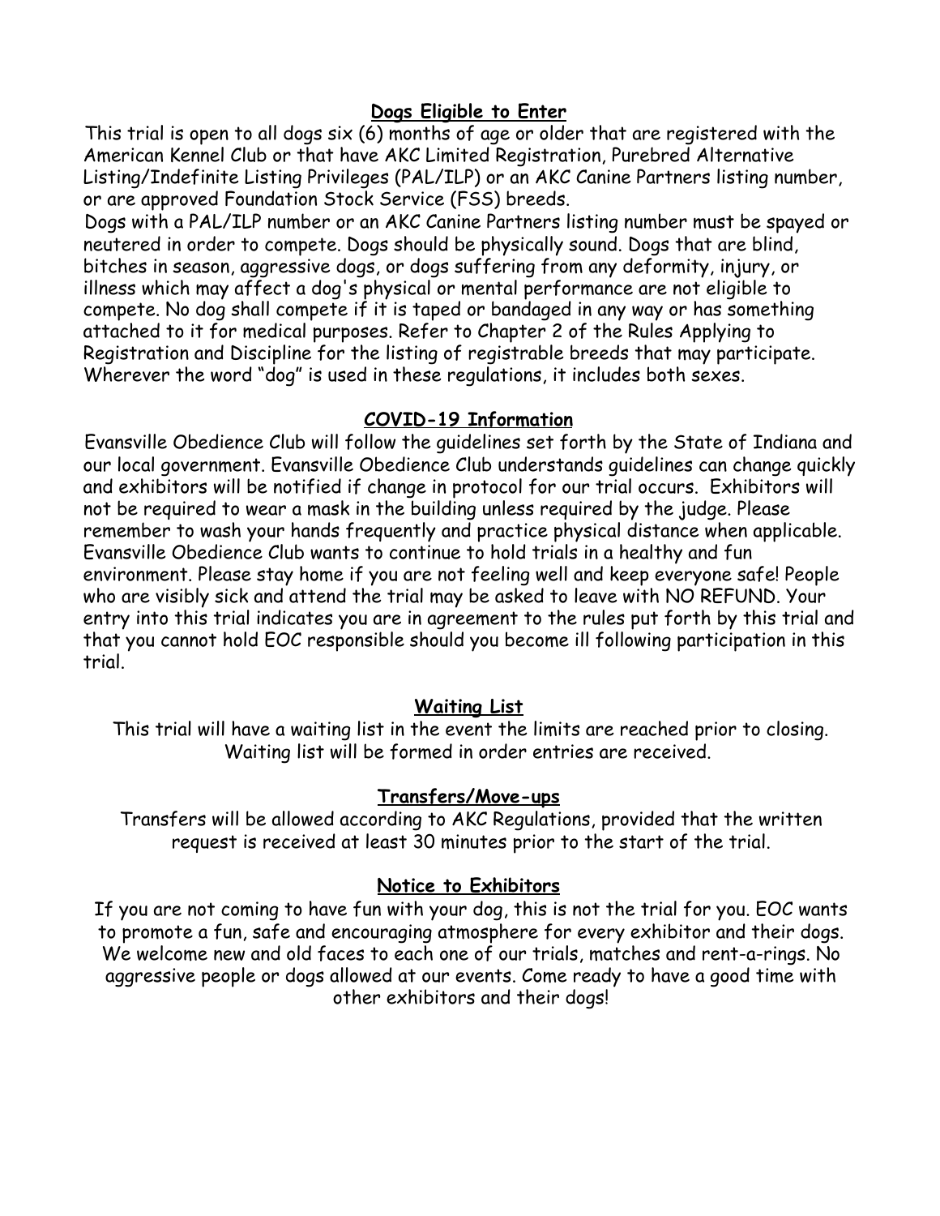## Dogs Eligible to Enter

This trial is open to all dogs six (6) months of age or older that are registered with the American Kennel Club or that have AKC Limited Registration, Purebred Alternative Listing/Indefinite Listing Privileges (PAL/ILP) or an AKC Canine Partners listing number, or are approved Foundation Stock Service (FSS) breeds.

Dogs with a PAL/ILP number or an AKC Canine Partners listing number must be spayed or neutered in order to compete. Dogs should be physically sound. Dogs that are blind, bitches in season, aggressive dogs, or dogs suffering from any deformity, injury, or illness which may affect a dog's physical or mental performance are not eligible to compete. No dog shall compete if it is taped or bandaged in any way or has something attached to it for medical purposes. Refer to Chapter 2 of the Rules Applying to Registration and Discipline for the listing of registrable breeds that may participate. Wherever the word "dog" is used in these regulations, it includes both sexes.

## COVID-19 Information

Evansville Obedience Club will follow the guidelines set forth by the State of Indiana and our local government. Evansville Obedience Club understands guidelines can change quickly and exhibitors will be notified if change in protocol for our trial occurs. Exhibitors will not be required to wear a mask in the building unless required by the judge. Please remember to wash your hands frequently and practice physical distance when applicable. Evansville Obedience Club wants to continue to hold trials in a healthy and fun environment. Please stay home if you are not feeling well and keep everyone safe! People who are visibly sick and attend the trial may be asked to leave with NO REFUND. Your entry into this trial indicates you are in agreement to the rules put forth by this trial and that you cannot hold EOC responsible should you become ill following participation in this trial.

## Waiting List

This trial will have a waiting list in the event the limits are reached prior to closing. Waiting list will be formed in order entries are received.

## Transfers/Move-ups

Transfers will be allowed according to AKC Regulations, provided that the written request is received at least 30 minutes prior to the start of the trial.

## Notice to Exhibitors

If you are not coming to have fun with your dog, this is not the trial for you. EOC wants to promote a fun, safe and encouraging atmosphere for every exhibitor and their dogs. We welcome new and old faces to each one of our trials, matches and rent-a-rings. No aggressive people or dogs allowed at our events. Come ready to have a good time with other exhibitors and their dogs!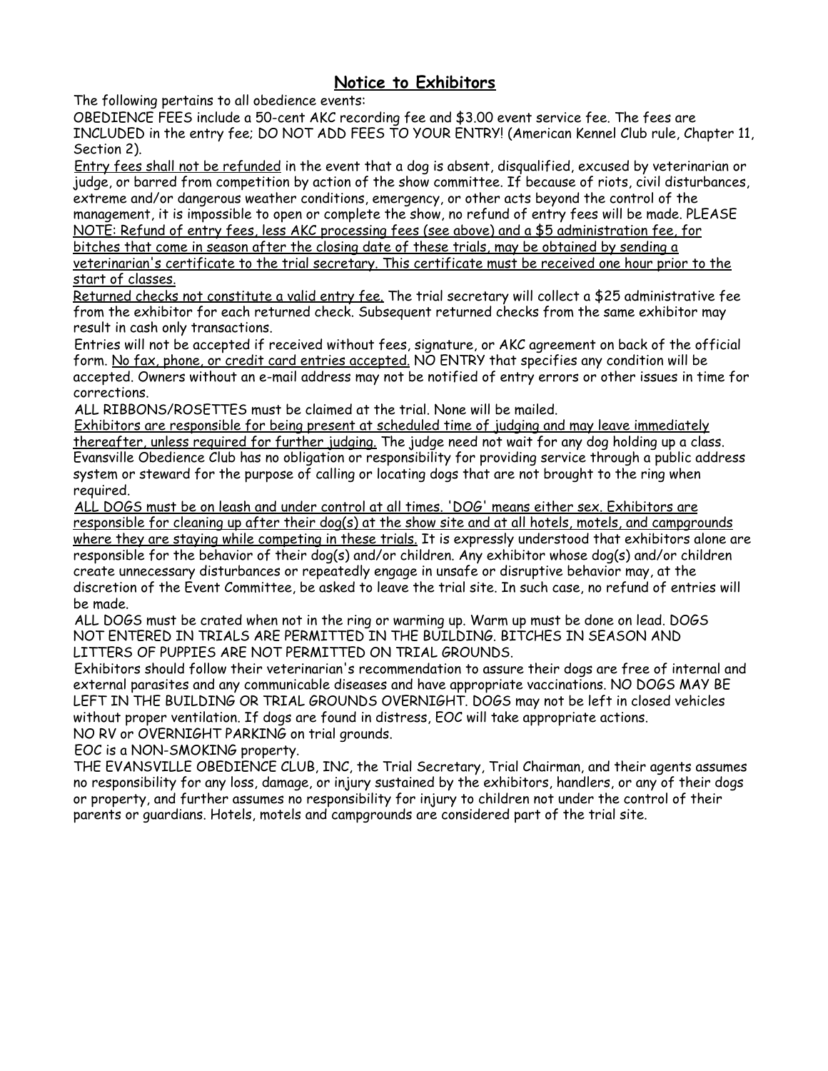## Notice to Exhibitors

The following pertains to all obedience events:

OBEDIENCE FEES include a 50-cent AKC recording fee and $3.00 event service fee. The fees are INCLUDED in the entry fee; DO NOT ADD FEES TO YOUR ENTRY! (American Kennel Club rule, Chapter 11, Section 2).

<u>Entry fees shall not be refunded</u> in the event that a dog is absent, disqualified, excused by veterinarian or judge, or barred from competition by action of the show committee. If because of riots, civil disturbances, extreme and/or dangerous weather conditions, emergency, or other acts beyond the control of the management, it is impossible to open or complete the show, no refund of entry fees will be made. PLEASE <u>NOTE: Refund of entry fees, less AKC processing fees (see above) and a $5 administration fee, for bitches that come in season after the closing date of these trials, may be obtained by sending a veterinarian's certificate to the trial secretary. This certificate must be received one hour prior to the start of classes.</u>

<u>Returned checks not constitute a valid entry fee.</u> The trial secretary will collect a $25 administrative fee from the exhibitor for each returned check. Subsequent returned checks from the same exhibitor may result in cash only transactions.

Entries will not be accepted if received without fees, signature, or AKC agreement on back of the official form. <u>No fax, phone, or credit card entries accepted.</u> NO ENTRY that specifies any condition will be accepted. Owners without an e-mail address may not be notified of entry errors or other issues in time for corrections.

ALL RIBBONS/ROSETTES must be claimed at the trial. None will be mailed.

<u>Exhibitors are responsible for being present at scheduled time of judging and may leave immediately thereafter, unless required for further judging.</u> The judge need not wait for any dog holding up a class. Evansville Obedience Club has no obligation or responsibility for providing service through a public address system or steward for the purpose of calling or locating dogs that are not brought to the ring when required.

<u>ALL DOGS must be on leash and under control at all times. 'DOG' means either sex. Exhibitors are responsible for cleaning up after their dog(s) at the show site and at all hotels, motels, and campgrounds where they are staying while competing in these trials.</u> It is expressly understood that exhibitors alone are responsible for the behavior of their dog(s) and/or children. Any exhibitor whose dog(s) and/or children create unnecessary disturbances or repeatedly engage in unsafe or disruptive behavior may, at the discretion of the Event Committee, be asked to leave the trial site. In such case, no refund of entries will be made.

ALL DOGS must be crated when not in the ring or warming up. Warm up must be done on lead. DOGS NOT ENTERED IN TRIALS ARE PERMITTED IN THE BUILDING. BITCHES IN SEASON AND LITTERS OF PUPPIES ARE NOT PERMITTED ON TRIAL GROUNDS.

Exhibitors should follow their veterinarian's recommendation to assure their dogs are free of internal and external parasites and any communicable diseases and have appropriate vaccinations. NO DOGS MAY BE LEFT IN THE BUILDING OR TRIAL GROUNDS OVERNIGHT. DOGS may not be left in closed vehicles without proper ventilation. If dogs are found in distress, EOC will take appropriate actions.

NO RV or OVERNIGHT PARKING on trial grounds.

EOC is a NON-SMOKING property.

THE EVANSVILLE OBEDIENCE CLUB, INC, the Trial Secretary, Trial Chairman, and their agents assumes no responsibility for any loss, damage, or injury sustained by the exhibitors, handlers, or any of their dogs or property, and further assumes no responsibility for injury to children not under the control of their parents or guardians. Hotels, motels and campgrounds are considered part of the trial site.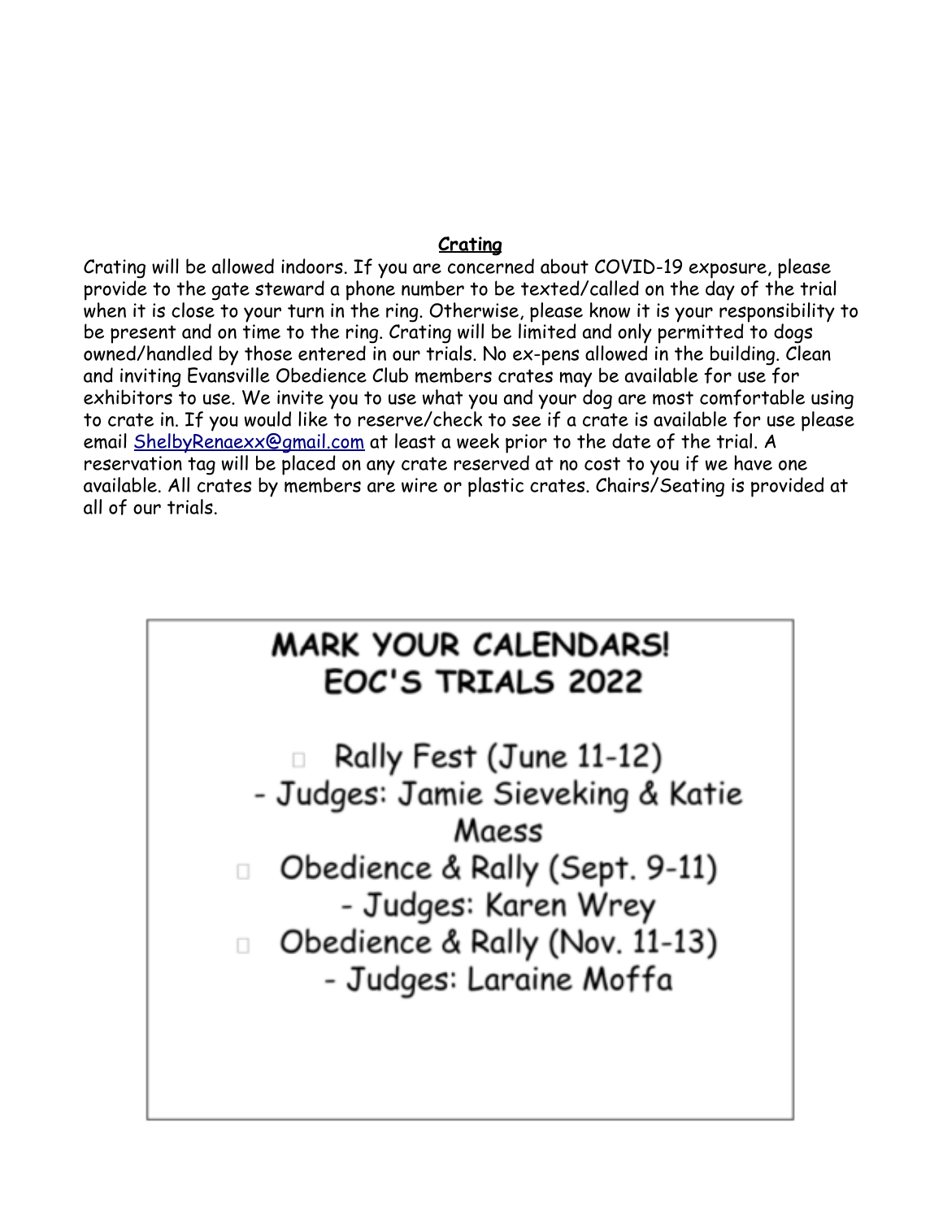## Crating

Crating will be allowed indoors. If you are concerned about COVID-19 exposure, please provide to the gate steward a phone number to be texted/called on the day of the trial when it is close to your turn in the ring. Otherwise, please know it is your responsibility to be present and on time to the ring. Crating will be limited and only permitted to dogs owned/handled by those entered in our trials. No ex-pens allowed in the building. Clean and inviting Evansville Obedience Club members crates may be available for use for exhibitors to use. We invite you to use what you and your dog are most comfortable using to crate in. If you would like to reserve/check to see if a crate is available for use please email ShelbyRenaexx@gmail.com at least a week prior to the date of the trial. A reservation tag will be placed on any crate reserved at no cost to you if we have one available. All crates by members are wire or plastic crates. Chairs/Seating is provided at all of our trials.

## MARK YOUR CALENDARS! EOC'S TRIALS 2022

- Rally Fest (June 11-12) - Judges: Jamie Sieveking & Katie Maess
- Obedience & Rally (Sept. 9-11) - Judges: Karen Wrey
- Obedience & Rally (Nov. 11-13) - Judges: Laraine Moffa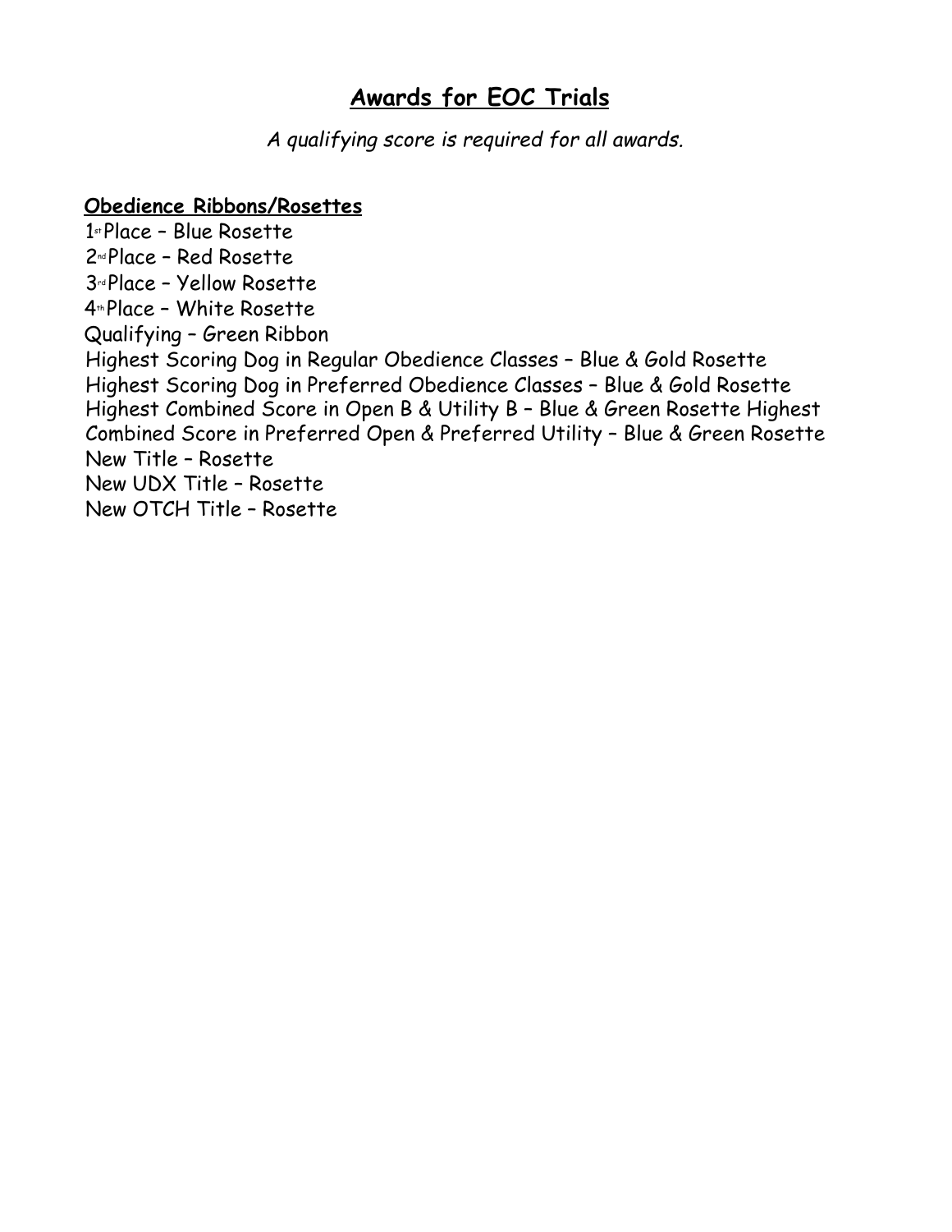# Awards for EOC Trials

*A qualifying score is required for all awards.*

**Obedience Ribbons/Rosettes**

1st Place – Blue Rosette
2nd Place – Red Rosette
3rd Place – Yellow Rosette
4th Place – White Rosette
Qualifying – Green Ribbon
Highest Scoring Dog in Regular Obedience Classes – Blue & Gold Rosette
Highest Scoring Dog in Preferred Obedience Classes – Blue & Gold Rosette
Highest Combined Score in Open B & Utility B – Blue & Green Rosette
Highest Combined Score in Preferred Open & Preferred Utility – Blue & Green Rosette
New Title – Rosette
New UDX Title – Rosette
New OTCH Title – Rosette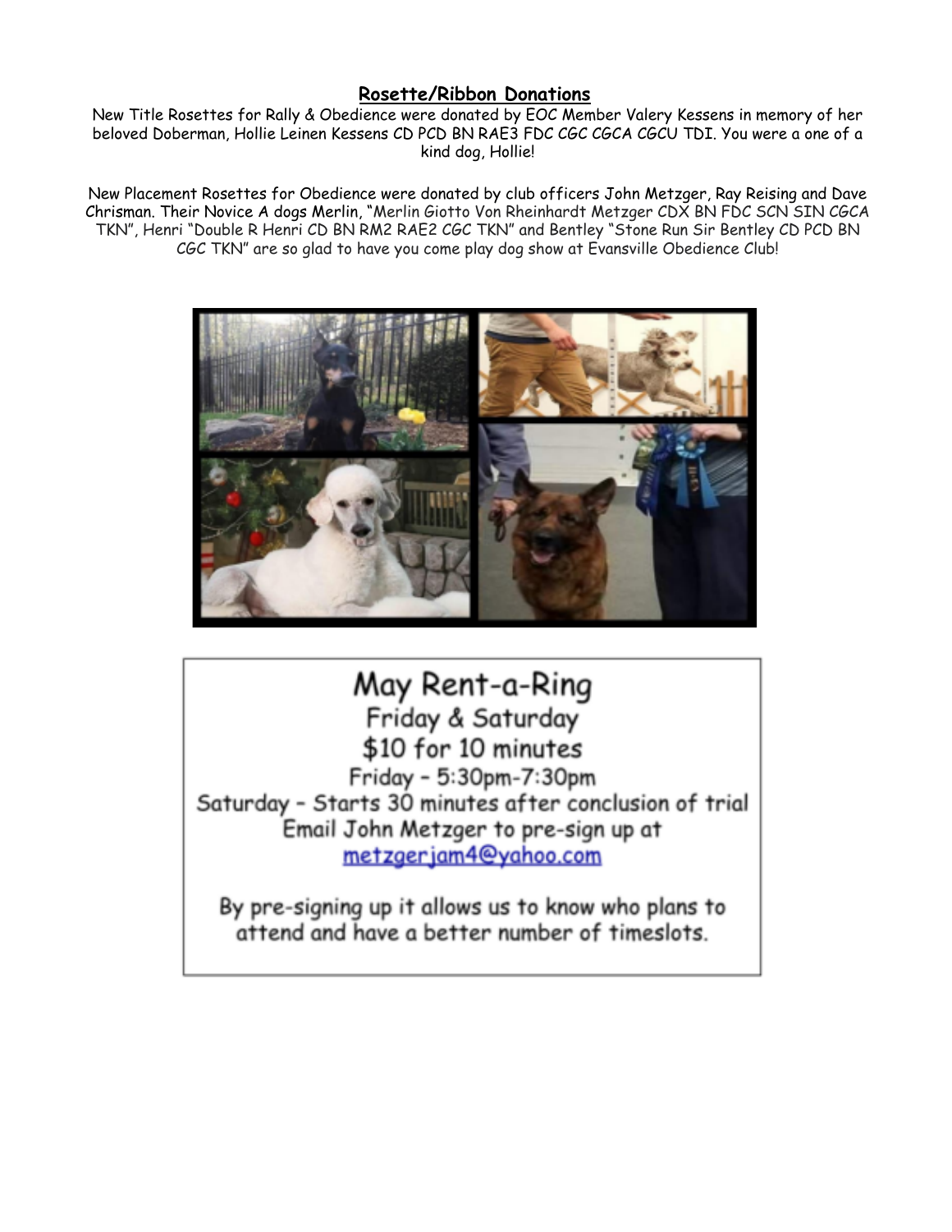## Rosette/Ribbon Donations

New Title Rosettes for Rally & Obedience were donated by EOC Member Valery Kessens in memory of her beloved Doberman, Hollie Leinen Kessens CD PCD BN RAE3 FDC CGC CGCA CGCU TDI. You were a one of a kind dog, Hollie!

New Placement Rosettes for Obedience were donated by club officers John Metzger, Ray Reising and Dave Chrisman. Their Novice A dogs Merlin, "Merlin Giotto Von Rheinhardt Metzger CDX BN FDC SCN SIN CGCA TKN", Henri "Double R Henri CD BN RM2 RAE2 CGC TKN" and Bentley "Stone Run Sir Bentley CD PCD BN CGC TKN" are so glad to have you come play dog show at Evansville Obedience Club!

# May Rent-a-Ring

Friday & Saturday

$10 for 10 minutes

Friday – 5:30pm-7:30pm

Saturday – Starts 30 minutes after conclusion of trial

Email John Metzger to pre-sign up at

metzgerjam4@yahoo.com

By pre-signing up it allows us to know who plans to attend and have a better number of timeslots.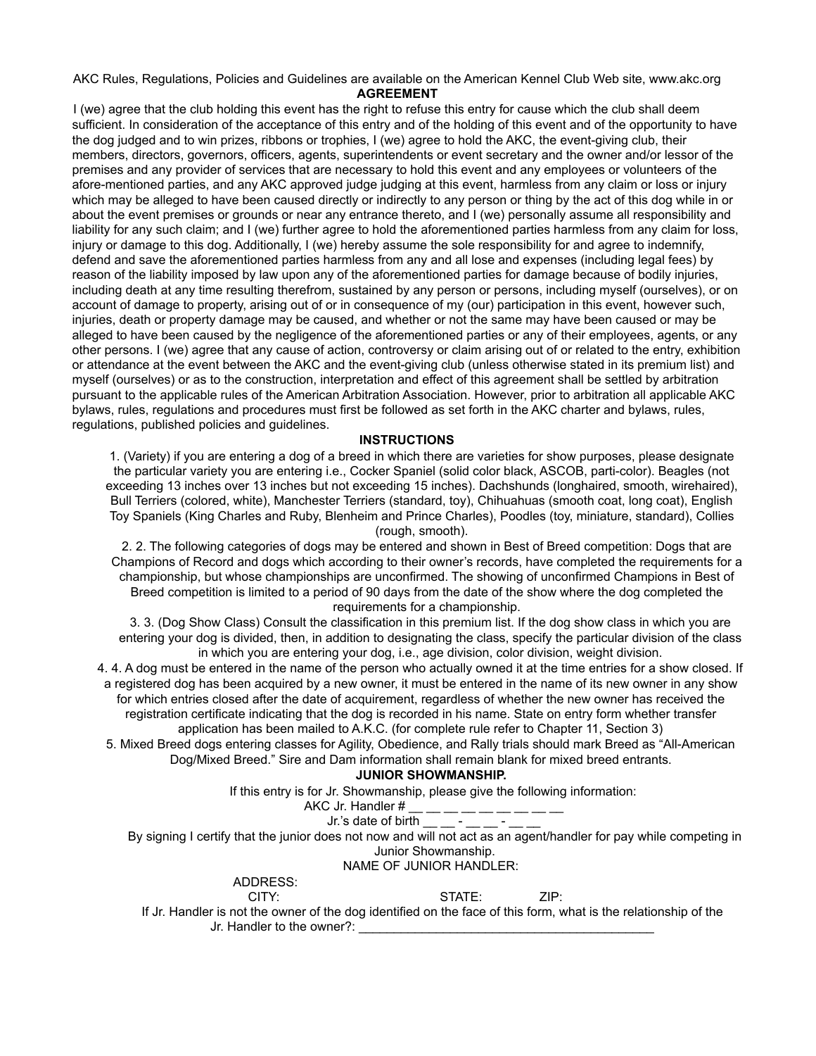AKC Rules, Regulations, Policies and Guidelines are available on the American Kennel Club Web site, www.akc.org

**AGREEMENT**

I (we) agree that the club holding this event has the right to refuse this entry for cause which the club shall deem sufficient. In consideration of the acceptance of this entry and of the holding of this event and of the opportunity to have the dog judged and to win prizes, ribbons or trophies, I (we) agree to hold the AKC, the event-giving club, their members, directors, governors, officers, agents, superintendents or event secretary and the owner and/or lessor of the premises and any provider of services that are necessary to hold this event and any employees or volunteers of the afore-mentioned parties, and any AKC approved judge judging at this event, harmless from any claim or loss or injury which may be alleged to have been caused directly or indirectly to any person or thing by the act of this dog while in or about the event premises or grounds or near any entrance thereto, and I (we) personally assume all responsibility and liability for any such claim; and I (we) further agree to hold the aforementioned parties harmless from any claim for loss, injury or damage to this dog. Additionally, I (we) hereby assume the sole responsibility for and agree to indemnify, defend and save the aforementioned parties harmless from any and all lose and expenses (including legal fees) by reason of the liability imposed by law upon any of the aforementioned parties for damage because of bodily injuries, including death at any time resulting therefrom, sustained by any person or persons, including myself (ourselves), or on account of damage to property, arising out of or in consequence of my (our) participation in this event, however such, injuries, death or property damage may be caused, and whether or not the same may have been caused or may be alleged to have been caused by the negligence of the aforementioned parties or any of their employees, agents, or any other persons. I (we) agree that any cause of action, controversy or claim arising out of or related to the entry, exhibition or attendance at the event between the AKC and the event-giving club (unless otherwise stated in its premium list) and myself (ourselves) or as to the construction, interpretation and effect of this agreement shall be settled by arbitration pursuant to the applicable rules of the American Arbitration Association. However, prior to arbitration all applicable AKC bylaws, rules, regulations and procedures must first be followed as set forth in the AKC charter and bylaws, rules, regulations, published policies and guidelines.

**INSTRUCTIONS**

1. (Variety) if you are entering a dog of a breed in which there are varieties for show purposes, please designate the particular variety you are entering i.e., Cocker Spaniel (solid color black, ASCOB, parti-color). Beagles (not exceeding 13 inches over 13 inches but not exceeding 15 inches). Dachshunds (longhaired, smooth, wirehaired), Bull Terriers (colored, white), Manchester Terriers (standard, toy), Chihuahuas (smooth coat, long coat), English Toy Spaniels (King Charles and Ruby, Blenheim and Prince Charles), Poodles (toy, miniature, standard), Collies (rough, smooth).

2. 2. The following categories of dogs may be entered and shown in Best of Breed competition: Dogs that are Champions of Record and dogs which according to their owner's records, have completed the requirements for a championship, but whose championships are unconfirmed. The showing of unconfirmed Champions in Best of Breed competition is limited to a period of 90 days from the date of the show where the dog completed the requirements for a championship.

3. 3. (Dog Show Class) Consult the classification in this premium list. If the dog show class in which you are entering your dog is divided, then, in addition to designating the class, specify the particular division of the class in which you are entering your dog, i.e., age division, color division, weight division.

4. 4. A dog must be entered in the name of the person who actually owned it at the time entries for a show closed. If a registered dog has been acquired by a new owner, it must be entered in the name of its new owner in any show for which entries closed after the date of acquirement, regardless of whether the new owner has received the registration certificate indicating that the dog is recorded in his name. State on entry form whether transfer application has been mailed to A.K.C. (for complete rule refer to Chapter 11, Section 3)

5. Mixed Breed dogs entering classes for Agility, Obedience, and Rally trials should mark Breed as "All-American Dog/Mixed Breed." Sire and Dam information shall remain blank for mixed breed entrants.

**JUNIOR SHOWMANSHIP.**

If this entry is for Jr. Showmanship, please give the following information:

AKC Jr. Handler # __ __ __ __ __ __ __ __ __

Jr.'s date of birth __ __ - __ __ - __ __

By signing I certify that the junior does not now and will not act as an agent/handler for pay while competing in Junior Showmanship.

NAME OF JUNIOR HANDLER:

ADDRESS:

CITY: STATE: ZIP:

If Jr. Handler is not the owner of the dog identified on the face of this form, what is the relationship of the Jr. Handler to the owner?: ____________________________________________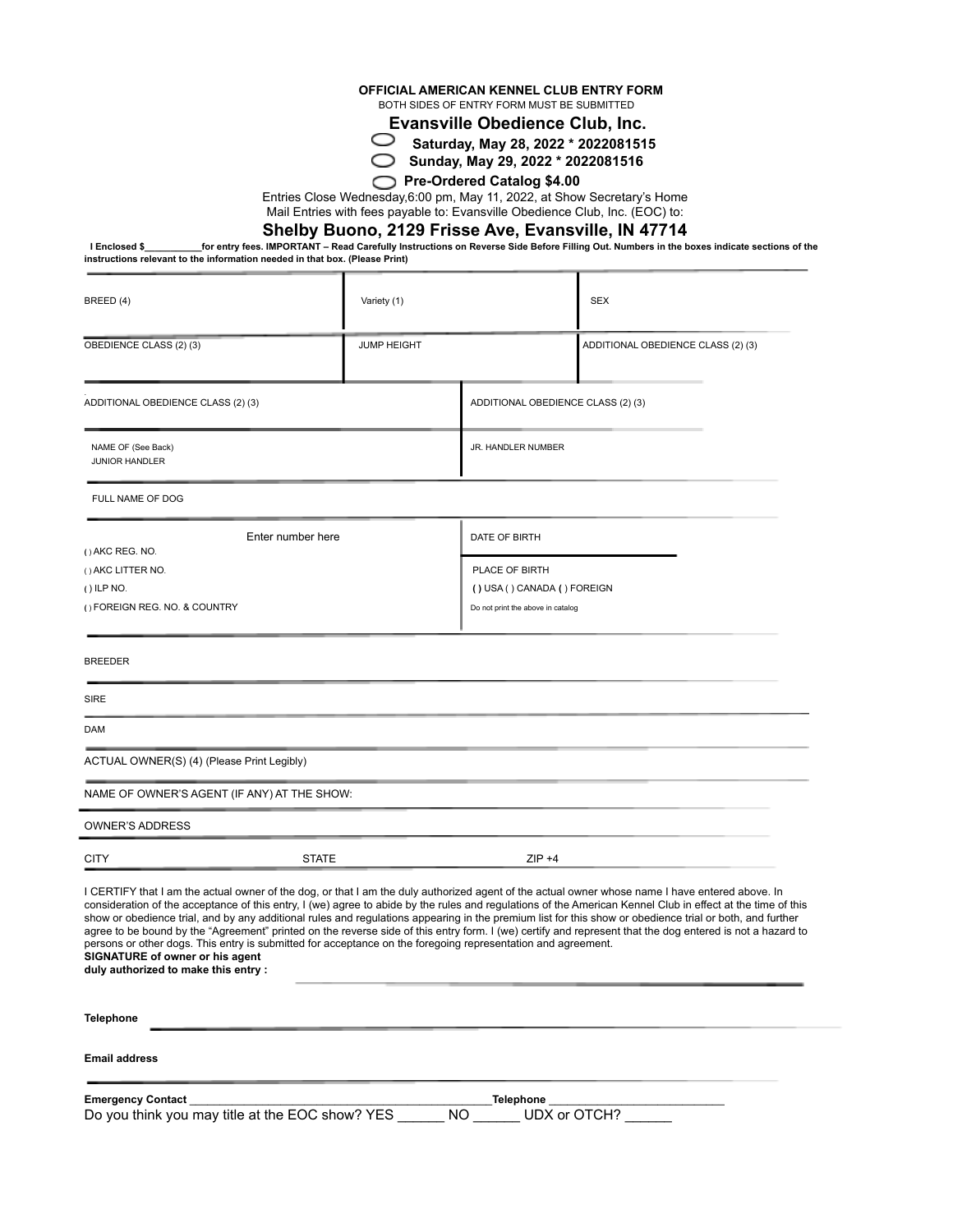**OFFICIAL AMERICAN KENNEL CLUB ENTRY FORM**

BOTH SIDES OF ENTRY FORM MUST BE SUBMITTED

## Evansville Obedience Club, Inc.

- **Saturday, May 28, 2022 * 2022081515**
- **Sunday, May 29, 2022 * 2022081516**
- **Pre-Ordered Catalog $4.00**

Entries Close Wednesday,6:00 pm, May 11, 2022, at Show Secretary's Home

Mail Entries with fees payable to: Evansville Obedience Club, Inc. (EOC) to:

## Shelby Buono, 2129 Frisse Ave, Evansville, IN 47714

**I Enclosed $___________for entry fees. IMPORTANT – Read Carefully Instructions on Reverse Side Before Filling Out. Numbers in the boxes indicate sections of the instructions relevant to the information needed in that box. (Please Print)**

| | | |
|---|---|---|
| BREED (4) | Variety (1) | SEX |
| OBEDIENCE CLASS (2) (3) | JUMP HEIGHT | ADDITIONAL OBEDIENCE CLASS (2) (3) |

| | |
|---|---|
| ADDITIONAL OBEDIENCE CLASS (2) (3) | ADDITIONAL OBEDIENCE CLASS (2) (3) |
| NAME OF (See Back) JUNIOR HANDLER | JR. HANDLER NUMBER |

FULL NAME OF DOG

| | |
|---|---|
| Enter number here<br>( ) AKC REG. NO.<br>( ) AKC LITTER NO.<br>( ) ILP NO.<br>( ) FOREIGN REG. NO. & COUNTRY | DATE OF BIRTH<br>PLACE OF BIRTH<br>( ) USA ( ) CANADA ( ) FOREIGN<br>Do not print the above in catalog |

BREEDER

SIRE

DAM

ACTUAL OWNER(S) (4) (Please Print Legibly)

NAME OF OWNER'S AGENT (IF ANY) AT THE SHOW:

OWNER'S ADDRESS

CITY STATE ZIP +4

I CERTIFY that I am the actual owner of the dog, or that I am the duly authorized agent of the actual owner whose name I have entered above. In consideration of the acceptance of this entry, I (we) agree to abide by the rules and regulations of the American Kennel Club in effect at the time of this show or obedience trial, and by any additional rules and regulations appearing in the premium list for this show or obedience trial or both, and further agree to be bound by the "Agreement" printed on the reverse side of this entry form. I (we) certify and represent that the dog entered is not a hazard to persons or other dogs. This entry is submitted for acceptance on the foregoing representation and agreement.

**SIGNATURE of owner or his agent duly authorized to make this entry :**

**Telephone**

**Email address**

**Emergency Contact** ____________________________________________**Telephone** __________________________

Do you think you may title at the EOC show? YES ______ NO ______ UDX or OTCH? ______